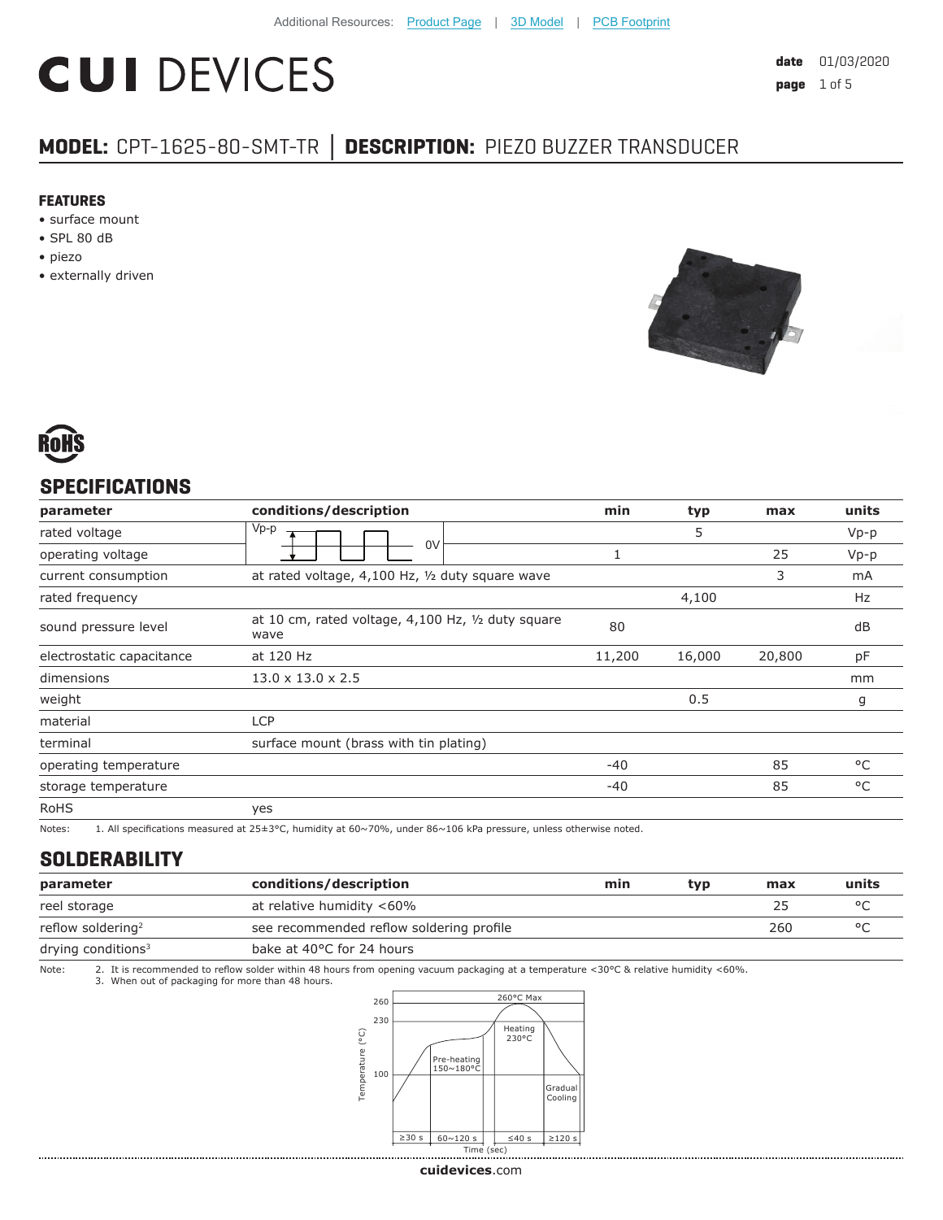Additional Resources: Product Page | 3D Model | PCB Footprint

# CUI DEVICES

**date** 01/03/2020

## MODEL: CPT-1625-80-SMT-TR | DESCRIPTION: PIEZO BUZZER TRANSDUCER

### FEATURES

- surface mount
- SPL 80 dB
- piezo
- externally driven

RoHS

## SPECIFICATIONS

| parameter | conditions/description | min | typ | max | units |
|---|---|---|---|---|---|
| rated voltage | Vp-p, 0V (square wave) | | 5 | | Vp-p |
| operating voltage | | 1 | | 25 | Vp-p |
| current consumption | at rated voltage, 4,100 Hz, ½ duty square wave | | | 3 | mA |
| rated frequency | | | 4,100 | | Hz |
| sound pressure level | at 10 cm, rated voltage, 4,100 Hz, ½ duty square wave | 80 | | | dB |
| electrostatic capacitance | at 120 Hz | 11,200 | 16,000 | 20,800 | pF |
| dimensions | 13.0 x 13.0 x 2.5 | | | | mm |
| weight | | | 0.5 | | g |
| material | LCP | | | | |
| terminal | surface mount (brass with tin plating) | | | | |
| operating temperature | | -40 | | 85 | °C |
| storage temperature | | -40 | | 85 | °C |
| RoHS | yes | | | | |

Notes: 1. All specifications measured at 25±3°C, humidity at 60~70%, under 86~106 kPa pressure, unless otherwise noted.

## SOLDERABILITY

| parameter | conditions/description | min | typ | max | units |
|---|---|---|---|---|---|
| reel storage | at relative humidity <60% | | | 25 | °C |
| reflow soldering[2] | see recommended reflow soldering profile | | | 260 | °C |
| drying conditions[3] | bake at 40°C for 24 hours | | | | |

Note: 2. It is recommended to reflow solder within 48 hours from opening vacuum packaging at a temperature <30°C & relative humidity <60%.
3. When out of packaging for more than 48 hours.

Temperature (°C): 260, 230, 100; 260°C Max; Heating 230°C; Pre-heating 150~180°C; Gradual Cooling; ≥30 s | 60~120 s | ≤40 s | ≥120 s; Time (sec)

cuidevices.com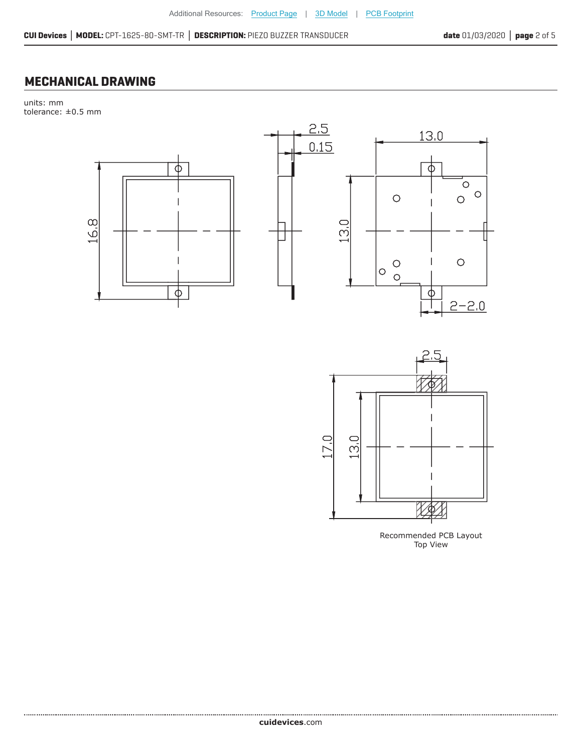## MECHANICAL DRAWING

units: mm
tolerance: ±0.5 mm

Recommended PCB Layout
Top View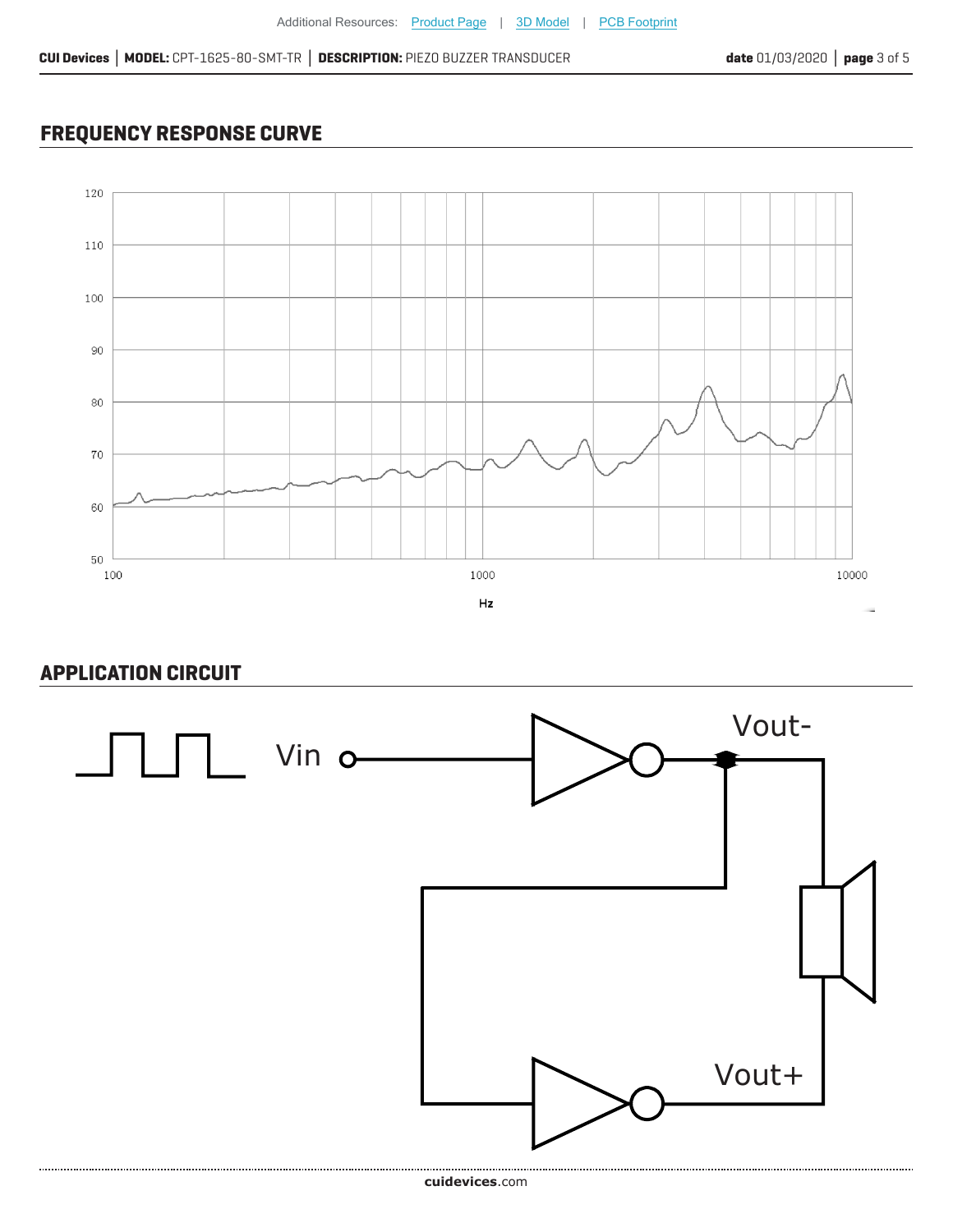## FREQUENCY RESPONSE CURVE

## APPLICATION CIRCUIT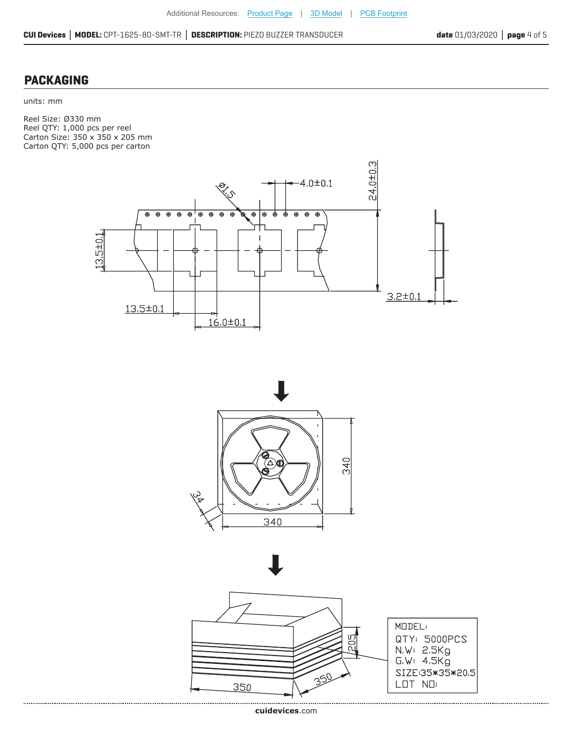## PACKAGING

units: mm

Reel Size: Ø330 mm
Reel QTY: 1,000 pcs per reel
Carton Size: 350 x 350 x 205 mm
Carton QTY: 5,000 pcs per carton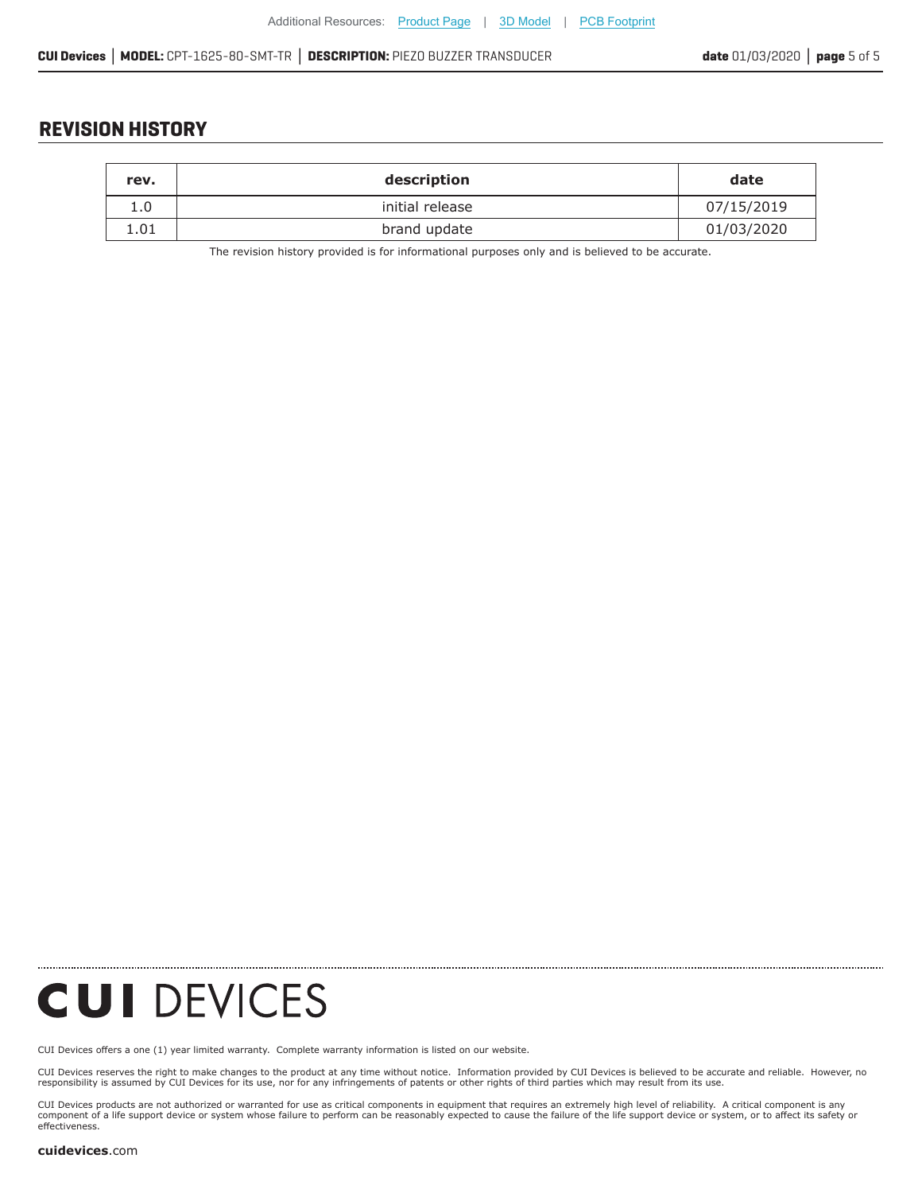## REVISION HISTORY

| rev. | description | date |
| --- | --- | --- |
| 1.0 | initial release | 07/15/2019 |
| 1.01 | brand update | 01/03/2020 |

The revision history provided is for informational purposes only and is believed to be accurate.

**CUI** DEVICES

CUI Devices offers a one (1) year limited warranty. Complete warranty information is listed on our website.

CUI Devices reserves the right to make changes to the product at any time without notice. Information provided by CUI Devices is believed to be accurate and reliable. However, no responsibility is assumed by CUI Devices for its use, nor for any infringements of patents or other rights of third parties which may result from its use.

CUI Devices products are not authorized or warranted for use as critical components in equipment that requires an extremely high level of reliability. A critical component is any component of a life support device or system whose failure to perform can be reasonably expected to cause the failure of the life support device or system, or to affect its safety or effectiveness.

**cuidevices**.com